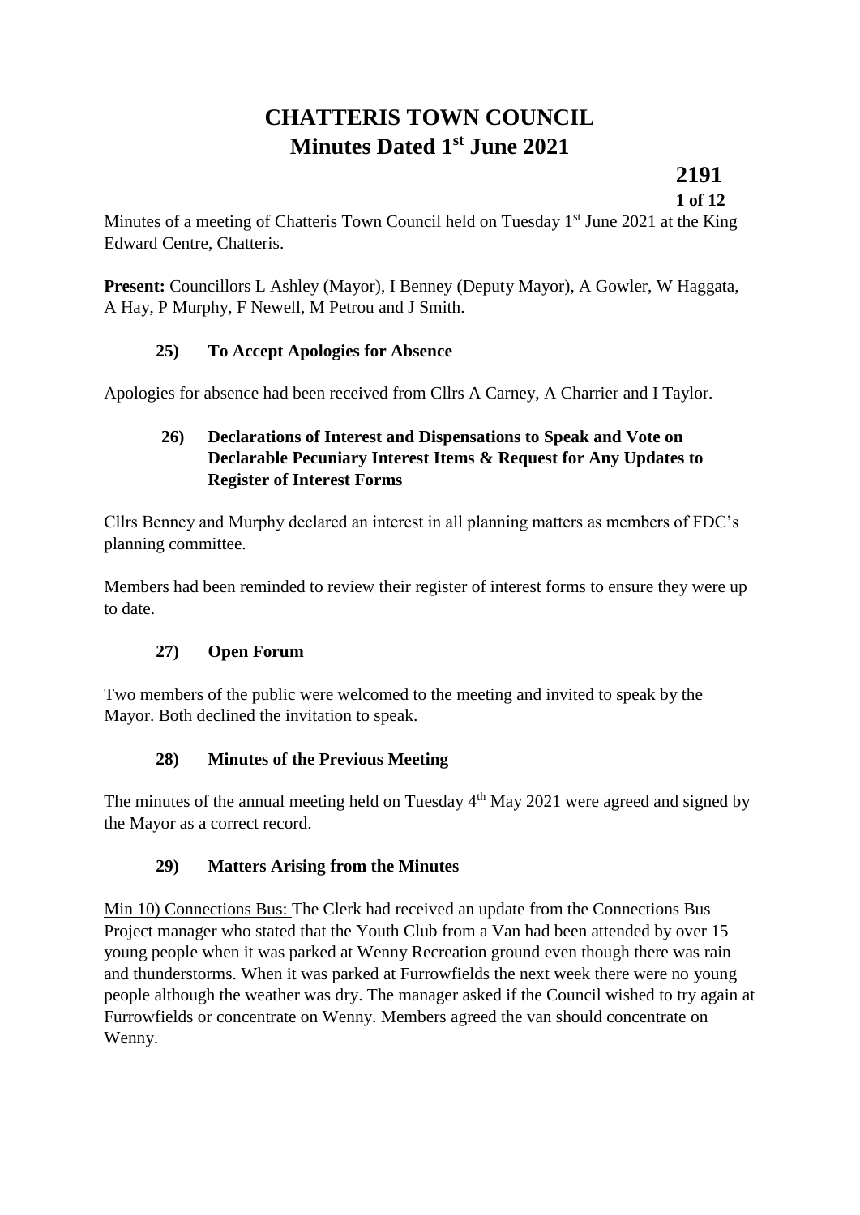# CHATTERIS TOWN COUNCIL
# Minutes Dated 1st June 2021

**2191**

Minutes of a meeting of Chatteris Town Council held on Tuesday 1st June 2021 at the King Edward Centre, Chatteris.

**Present:** Councillors L Ashley (Mayor), I Benney (Deputy Mayor), A Gowler, W Haggata, A Hay, P Murphy, F Newell, M Petrou and J Smith.

### 25) To Accept Apologies for Absence

Apologies for absence had been received from Cllrs A Carney, A Charrier and I Taylor.

### 26) Declarations of Interest and Dispensations to Speak and Vote on Declarable Pecuniary Interest Items & Request for Any Updates to Register of Interest Forms

Cllrs Benney and Murphy declared an interest in all planning matters as members of FDC's planning committee.

Members had been reminded to review their register of interest forms to ensure they were up to date.

### 27) Open Forum

Two members of the public were welcomed to the meeting and invited to speak by the Mayor. Both declined the invitation to speak.

### 28) Minutes of the Previous Meeting

The minutes of the annual meeting held on Tuesday 4th May 2021 were agreed and signed by the Mayor as a correct record.

### 29) Matters Arising from the Minutes

Min 10) Connections Bus: The Clerk had received an update from the Connections Bus Project manager who stated that the Youth Club from a Van had been attended by over 15 young people when it was parked at Wenny Recreation ground even though there was rain and thunderstorms. When it was parked at Furrowfields the next week there were no young people although the weather was dry. The manager asked if the Council wished to try again at Furrowfields or concentrate on Wenny. Members agreed the van should concentrate on Wenny.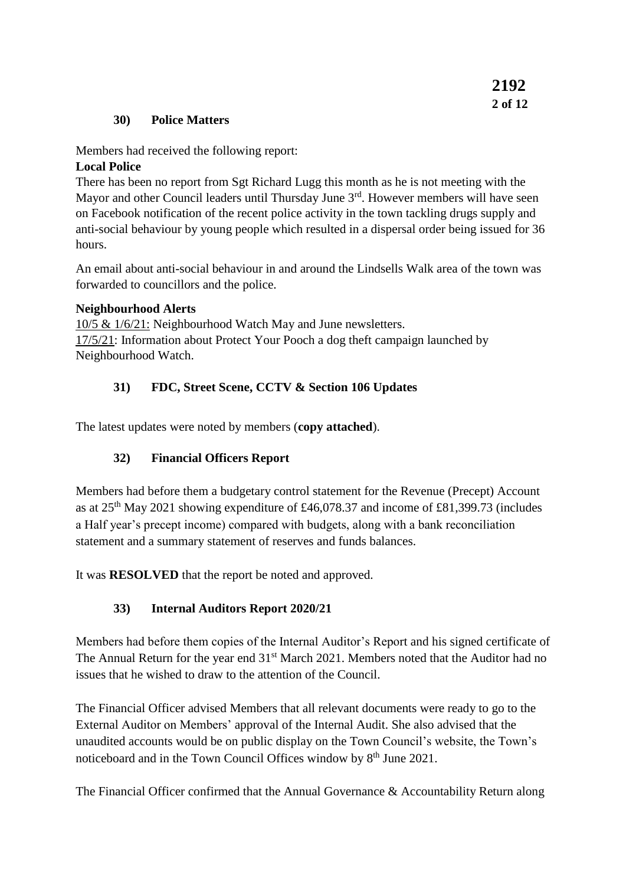## 30) Police Matters

Members had received the following report:

**Local Police**

There has been no report from Sgt Richard Lugg this month as he is not meeting with the Mayor and other Council leaders until Thursday June 3rd. However members will have seen on Facebook notification of the recent police activity in the town tackling drugs supply and anti-social behaviour by young people which resulted in a dispersal order being issued for 36 hours.

An email about anti-social behaviour in and around the Lindsells Walk area of the town was forwarded to councillors and the police.

**Neighbourhood Alerts**

10/5 & 1/6/21: Neighbourhood Watch May and June newsletters.
17/5/21: Information about Protect Your Pooch a dog theft campaign launched by Neighbourhood Watch.

## 31) FDC, Street Scene, CCTV & Section 106 Updates

The latest updates were noted by members (**copy attached**).

## 32) Financial Officers Report

Members had before them a budgetary control statement for the Revenue (Precept) Account as at 25th May 2021 showing expenditure of £46,078.37 and income of £81,399.73 (includes a Half year's precept income) compared with budgets, along with a bank reconciliation statement and a summary statement of reserves and funds balances.

It was **RESOLVED** that the report be noted and approved.

## 33) Internal Auditors Report 2020/21

Members had before them copies of the Internal Auditor's Report and his signed certificate of The Annual Return for the year end 31st March 2021. Members noted that the Auditor had no issues that he wished to draw to the attention of the Council.

The Financial Officer advised Members that all relevant documents were ready to go to the External Auditor on Members' approval of the Internal Audit. She also advised that the unaudited accounts would be on public display on the Town Council's website, the Town's noticeboard and in the Town Council Offices window by 8th June 2021.

The Financial Officer confirmed that the Annual Governance & Accountability Return along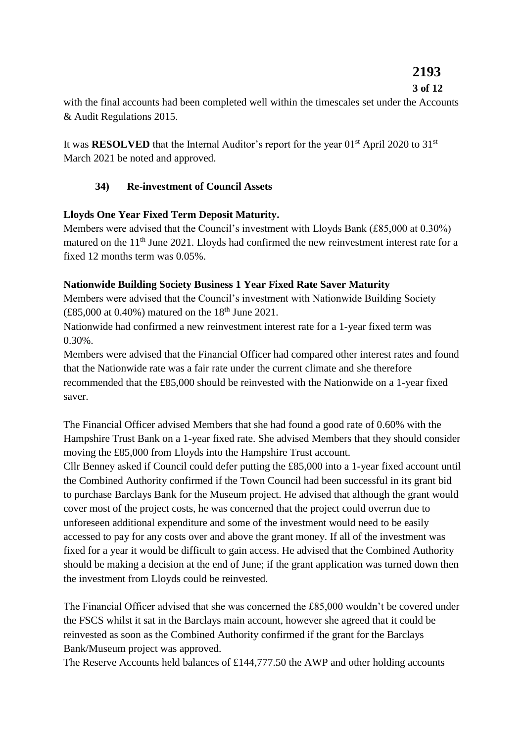with the final accounts had been completed well within the timescales set under the Accounts & Audit Regulations 2015.

It was **RESOLVED** that the Internal Auditor's report for the year 01st April 2020 to 31st March 2021 be noted and approved.

### 34) Re-investment of Council Assets

**Lloyds One Year Fixed Term Deposit Maturity.**

Members were advised that the Council's investment with Lloyds Bank (£85,000 at 0.30%) matured on the 11th June 2021. Lloyds had confirmed the new reinvestment interest rate for a fixed 12 months term was 0.05%.

**Nationwide Building Society Business 1 Year Fixed Rate Saver Maturity**

Members were advised that the Council's investment with Nationwide Building Society (£85,000 at 0.40%) matured on the 18th June 2021.

Nationwide had confirmed a new reinvestment interest rate for a 1-year fixed term was 0.30%.

Members were advised that the Financial Officer had compared other interest rates and found that the Nationwide rate was a fair rate under the current climate and she therefore recommended that the £85,000 should be reinvested with the Nationwide on a 1-year fixed saver.

The Financial Officer advised Members that she had found a good rate of 0.60% with the Hampshire Trust Bank on a 1-year fixed rate. She advised Members that they should consider moving the £85,000 from Lloyds into the Hampshire Trust account.

Cllr Benney asked if Council could defer putting the £85,000 into a 1-year fixed account until the Combined Authority confirmed if the Town Council had been successful in its grant bid to purchase Barclays Bank for the Museum project. He advised that although the grant would cover most of the project costs, he was concerned that the project could overrun due to unforeseen additional expenditure and some of the investment would need to be easily accessed to pay for any costs over and above the grant money. If all of the investment was fixed for a year it would be difficult to gain access. He advised that the Combined Authority should be making a decision at the end of June; if the grant application was turned down then the investment from Lloyds could be reinvested.

The Financial Officer advised that she was concerned the £85,000 wouldn't be covered under the FSCS whilst it sat in the Barclays main account, however she agreed that it could be reinvested as soon as the Combined Authority confirmed if the grant for the Barclays Bank/Museum project was approved.

The Reserve Accounts held balances of £144,777.50 the AWP and other holding accounts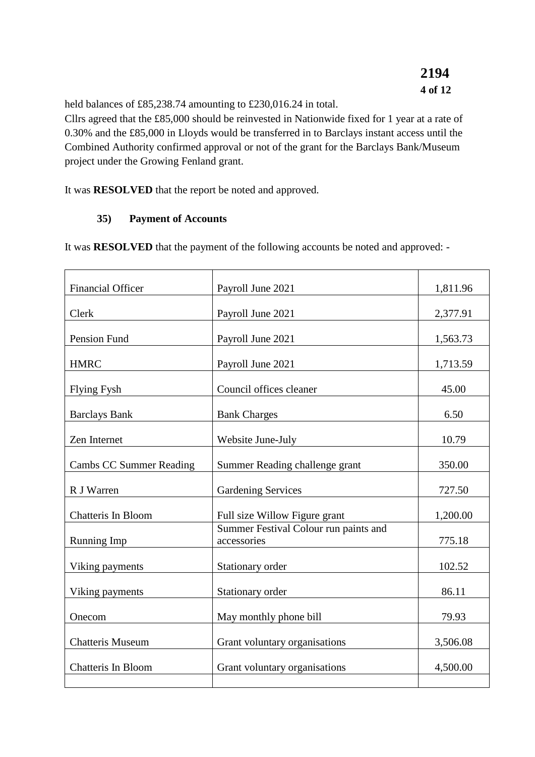held balances of £85,238.74 amounting to £230,016.24 in total.
Cllrs agreed that the £85,000 should be reinvested in Nationwide fixed for 1 year at a rate of 0.30% and the £85,000 in Lloyds would be transferred in to Barclays instant access until the Combined Authority confirmed approval or not of the grant for the Barclays Bank/Museum project under the Growing Fenland grant.

It was **RESOLVED** that the report be noted and approved.

### 35) Payment of Accounts

It was **RESOLVED** that the payment of the following accounts be noted and approved: -

| | | |
|---|---|---|
| Financial Officer | Payroll June 2021 | 1,811.96 |
| Clerk | Payroll June 2021 | 2,377.91 |
| Pension Fund | Payroll June 2021 | 1,563.73 |
| HMRC | Payroll June 2021 | 1,713.59 |
| Flying Fysh | Council offices cleaner | 45.00 |
| Barclays Bank | Bank Charges | 6.50 |
| Zen Internet | Website June-July | 10.79 |
| Cambs CC Summer Reading | Summer Reading challenge grant | 350.00 |
| R J Warren | Gardening Services | 727.50 |
| Chatteris In Bloom | Full size Willow Figure grant | 1,200.00 |
| Running Imp | Summer Festival Colour run paints and accessories | 775.18 |
| Viking payments | Stationary order | 102.52 |
| Viking payments | Stationary order | 86.11 |
| Onecom | May monthly phone bill | 79.93 |
| Chatteris Museum | Grant voluntary organisations | 3,506.08 |
| Chatteris In Bloom | Grant voluntary organisations | 4,500.00 |
| | | |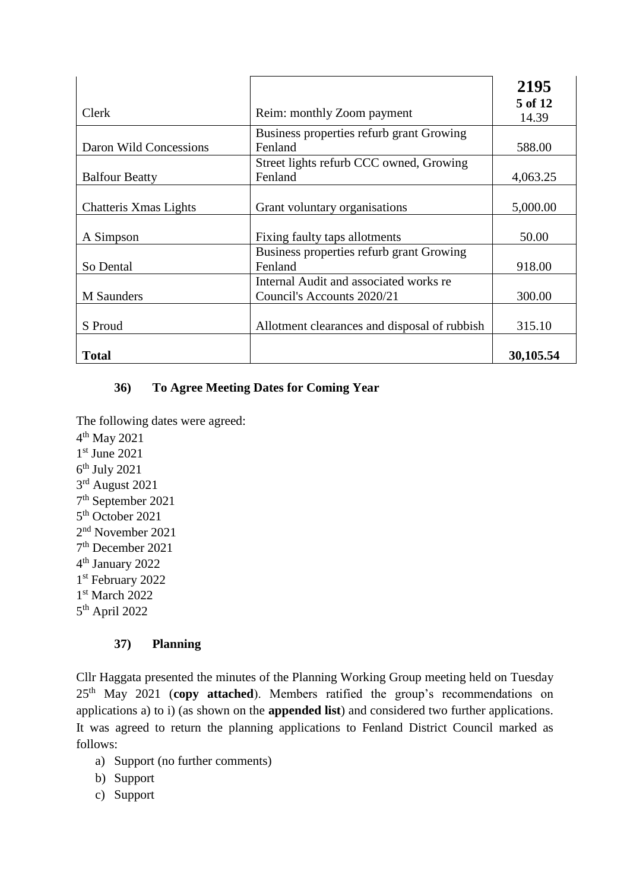| Clerk | Reim: monthly Zoom payment | 14.39 |
|---|---|---|
| Daron Wild Concessions | Business properties refurb grant Growing Fenland | 588.00 |
| Balfour Beatty | Street lights refurb CCC owned, Growing Fenland | 4,063.25 |
| Chatteris Xmas Lights | Grant voluntary organisations | 5,000.00 |
| A Simpson | Fixing faulty taps allotments | 50.00 |
| So Dental | Business properties refurb grant Growing Fenland | 918.00 |
| M Saunders | Internal Audit and associated works re Council's Accounts 2020/21 | 300.00 |
| S Proud | Allotment clearances and disposal of rubbish | 315.10 |
| **Total** | | **30,105.54** |

### 36) To Agree Meeting Dates for Coming Year

The following dates were agreed:
4th May 2021
1st June 2021
6th July 2021
3rd August 2021
7th September 2021
5th October 2021
2nd November 2021
7th December 2021
4th January 2022
1st February 2022
1st March 2022
5th April 2022

### 37) Planning

Cllr Haggata presented the minutes of the Planning Working Group meeting held on Tuesday 25th May 2021 (**copy attached**). Members ratified the group's recommendations on applications a) to i) (as shown on the **appended list**) and considered two further applications. It was agreed to return the planning applications to Fenland District Council marked as follows:

a) Support (no further comments)
b) Support
c) Support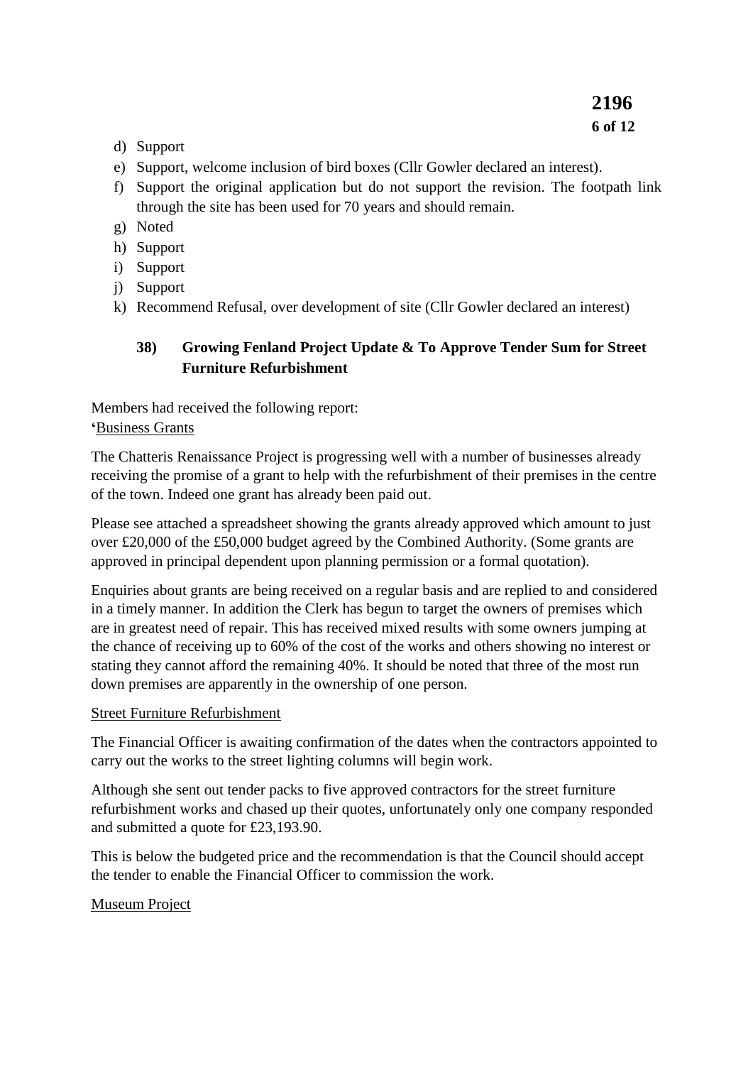d) Support
e) Support, welcome inclusion of bird boxes (Cllr Gowler declared an interest).
f) Support the original application but do not support the revision. The footpath link through the site has been used for 70 years and should remain.
g) Noted
h) Support
i) Support
j) Support
k) Recommend Refusal, over development of site (Cllr Gowler declared an interest)

### 38) Growing Fenland Project Update & To Approve Tender Sum for Street Furniture Refurbishment

Members had received the following report:

'<u>Business Grants</u>

The Chatteris Renaissance Project is progressing well with a number of businesses already receiving the promise of a grant to help with the refurbishment of their premises in the centre of the town. Indeed one grant has already been paid out.

Please see attached a spreadsheet showing the grants already approved which amount to just over £20,000 of the £50,000 budget agreed by the Combined Authority. (Some grants are approved in principal dependent upon planning permission or a formal quotation).

Enquiries about grants are being received on a regular basis and are replied to and considered in a timely manner. In addition the Clerk has begun to target the owners of premises which are in greatest need of repair. This has received mixed results with some owners jumping at the chance of receiving up to 60% of the cost of the works and others showing no interest or stating they cannot afford the remaining 40%. It should be noted that three of the most run down premises are apparently in the ownership of one person.

<u>Street Furniture Refurbishment</u>

The Financial Officer is awaiting confirmation of the dates when the contractors appointed to carry out the works to the street lighting columns will begin work.

Although she sent out tender packs to five approved contractors for the street furniture refurbishment works and chased up their quotes, unfortunately only one company responded and submitted a quote for £23,193.90.

This is below the budgeted price and the recommendation is that the Council should accept the tender to enable the Financial Officer to commission the work.

<u>Museum Project</u>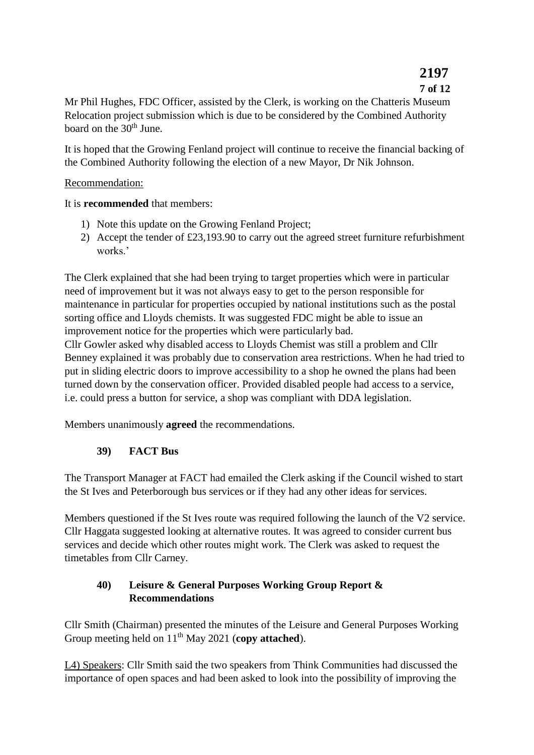Mr Phil Hughes, FDC Officer, assisted by the Clerk, is working on the Chatteris Museum Relocation project submission which is due to be considered by the Combined Authority board on the 30th June.

It is hoped that the Growing Fenland project will continue to receive the financial backing of the Combined Authority following the election of a new Mayor, Dr Nik Johnson.

Recommendation:

It is **recommended** that members:

1) Note this update on the Growing Fenland Project;
2) Accept the tender of £23,193.90 to carry out the agreed street furniture refurbishment works.'

The Clerk explained that she had been trying to target properties which were in particular need of improvement but it was not always easy to get to the person responsible for maintenance in particular for properties occupied by national institutions such as the postal sorting office and Lloyds chemists. It was suggested FDC might be able to issue an improvement notice for the properties which were particularly bad.
Cllr Gowler asked why disabled access to Lloyds Chemist was still a problem and Cllr Benney explained it was probably due to conservation area restrictions. When he had tried to put in sliding electric doors to improve accessibility to a shop he owned the plans had been turned down by the conservation officer. Provided disabled people had access to a service, i.e. could press a button for service, a shop was compliant with DDA legislation.

Members unanimously **agreed** the recommendations.

### 39) FACT Bus

The Transport Manager at FACT had emailed the Clerk asking if the Council wished to start the St Ives and Peterborough bus services or if they had any other ideas for services.

Members questioned if the St Ives route was required following the launch of the V2 service. Cllr Haggata suggested looking at alternative routes. It was agreed to consider current bus services and decide which other routes might work. The Clerk was asked to request the timetables from Cllr Carney.

### 40) Leisure & General Purposes Working Group Report & Recommendations

Cllr Smith (Chairman) presented the minutes of the Leisure and General Purposes Working Group meeting held on 11th May 2021 (**copy attached**).

L4) Speakers: Cllr Smith said the two speakers from Think Communities had discussed the importance of open spaces and had been asked to look into the possibility of improving the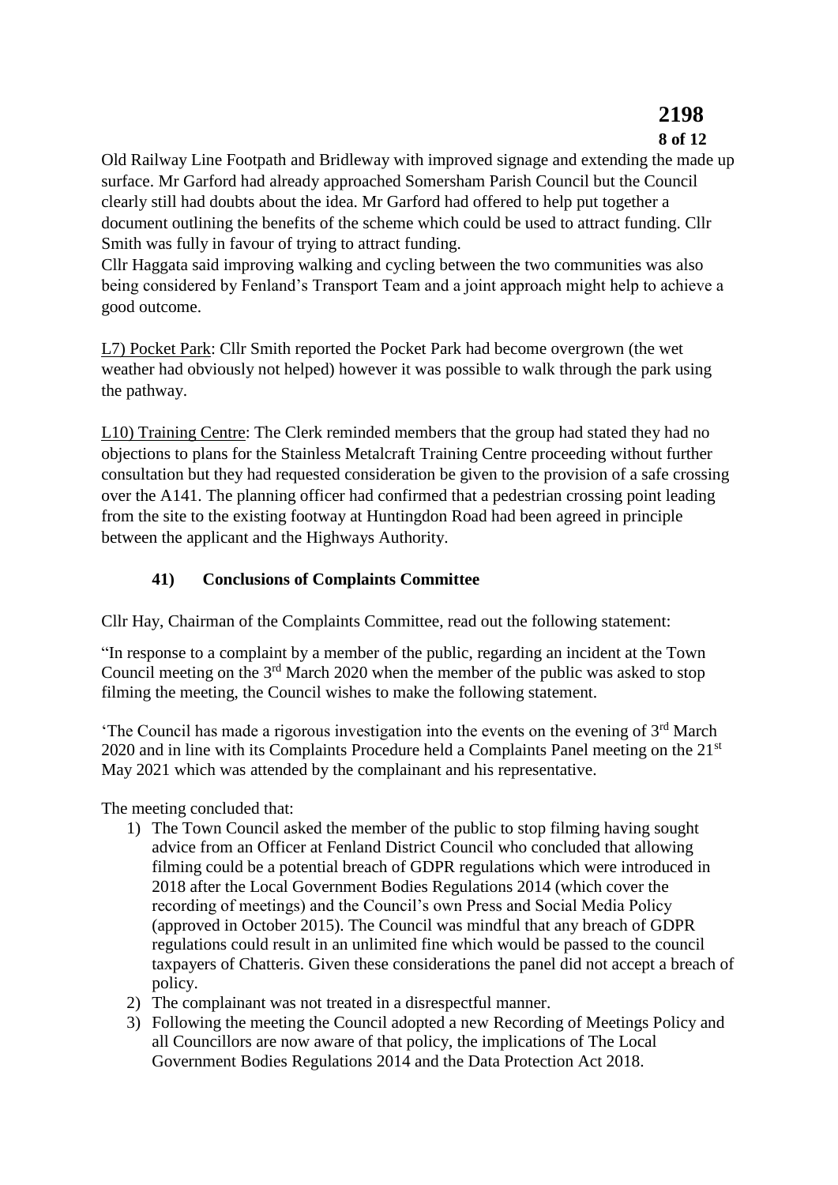Old Railway Line Footpath and Bridleway with improved signage and extending the made up surface. Mr Garford had already approached Somersham Parish Council but the Council clearly still had doubts about the idea. Mr Garford had offered to help put together a document outlining the benefits of the scheme which could be used to attract funding. Cllr Smith was fully in favour of trying to attract funding.

Cllr Haggata said improving walking and cycling between the two communities was also being considered by Fenland's Transport Team and a joint approach might help to achieve a good outcome.

L7) Pocket Park: Cllr Smith reported the Pocket Park had become overgrown (the wet weather had obviously not helped) however it was possible to walk through the park using the pathway.

L10) Training Centre: The Clerk reminded members that the group had stated they had no objections to plans for the Stainless Metalcraft Training Centre proceeding without further consultation but they had requested consideration be given to the provision of a safe crossing over the A141. The planning officer had confirmed that a pedestrian crossing point leading from the site to the existing footway at Huntingdon Road had been agreed in principle between the applicant and the Highways Authority.

### 41) Conclusions of Complaints Committee

Cllr Hay, Chairman of the Complaints Committee, read out the following statement:

"In response to a complaint by a member of the public, regarding an incident at the Town Council meeting on the 3rd March 2020 when the member of the public was asked to stop filming the meeting, the Council wishes to make the following statement.

'The Council has made a rigorous investigation into the events on the evening of 3rd March 2020 and in line with its Complaints Procedure held a Complaints Panel meeting on the 21st May 2021 which was attended by the complainant and his representative.

The meeting concluded that:

1) The Town Council asked the member of the public to stop filming having sought advice from an Officer at Fenland District Council who concluded that allowing filming could be a potential breach of GDPR regulations which were introduced in 2018 after the Local Government Bodies Regulations 2014 (which cover the recording of meetings) and the Council's own Press and Social Media Policy (approved in October 2015). The Council was mindful that any breach of GDPR regulations could result in an unlimited fine which would be passed to the council taxpayers of Chatteris. Given these considerations the panel did not accept a breach of policy.
2) The complainant was not treated in a disrespectful manner.
3) Following the meeting the Council adopted a new Recording of Meetings Policy and all Councillors are now aware of that policy, the implications of The Local Government Bodies Regulations 2014 and the Data Protection Act 2018.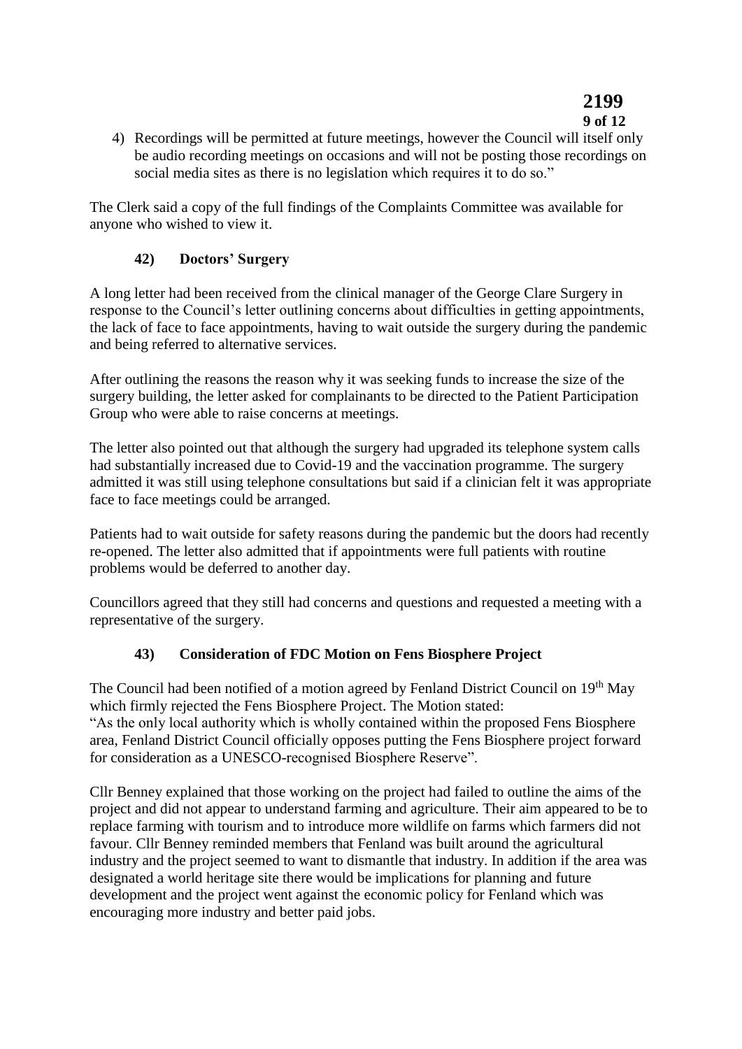4) Recordings will be permitted at future meetings, however the Council will itself only be audio recording meetings on occasions and will not be posting those recordings on social media sites as there is no legislation which requires it to do so."

The Clerk said a copy of the full findings of the Complaints Committee was available for anyone who wished to view it.

### 42) Doctors' Surgery

A long letter had been received from the clinical manager of the George Clare Surgery in response to the Council's letter outlining concerns about difficulties in getting appointments, the lack of face to face appointments, having to wait outside the surgery during the pandemic and being referred to alternative services.

After outlining the reasons the reason why it was seeking funds to increase the size of the surgery building, the letter asked for complainants to be directed to the Patient Participation Group who were able to raise concerns at meetings.

The letter also pointed out that although the surgery had upgraded its telephone system calls had substantially increased due to Covid-19 and the vaccination programme. The surgery admitted it was still using telephone consultations but said if a clinician felt it was appropriate face to face meetings could be arranged.

Patients had to wait outside for safety reasons during the pandemic but the doors had recently re-opened. The letter also admitted that if appointments were full patients with routine problems would be deferred to another day.

Councillors agreed that they still had concerns and questions and requested a meeting with a representative of the surgery.

### 43) Consideration of FDC Motion on Fens Biosphere Project

The Council had been notified of a motion agreed by Fenland District Council on 19th May which firmly rejected the Fens Biosphere Project. The Motion stated:
"As the only local authority which is wholly contained within the proposed Fens Biosphere area, Fenland District Council officially opposes putting the Fens Biosphere project forward for consideration as a UNESCO-recognised Biosphere Reserve".

Cllr Benney explained that those working on the project had failed to outline the aims of the project and did not appear to understand farming and agriculture. Their aim appeared to be to replace farming with tourism and to introduce more wildlife on farms which farmers did not favour. Cllr Benney reminded members that Fenland was built around the agricultural industry and the project seemed to want to dismantle that industry. In addition if the area was designated a world heritage site there would be implications for planning and future development and the project went against the economic policy for Fenland which was encouraging more industry and better paid jobs.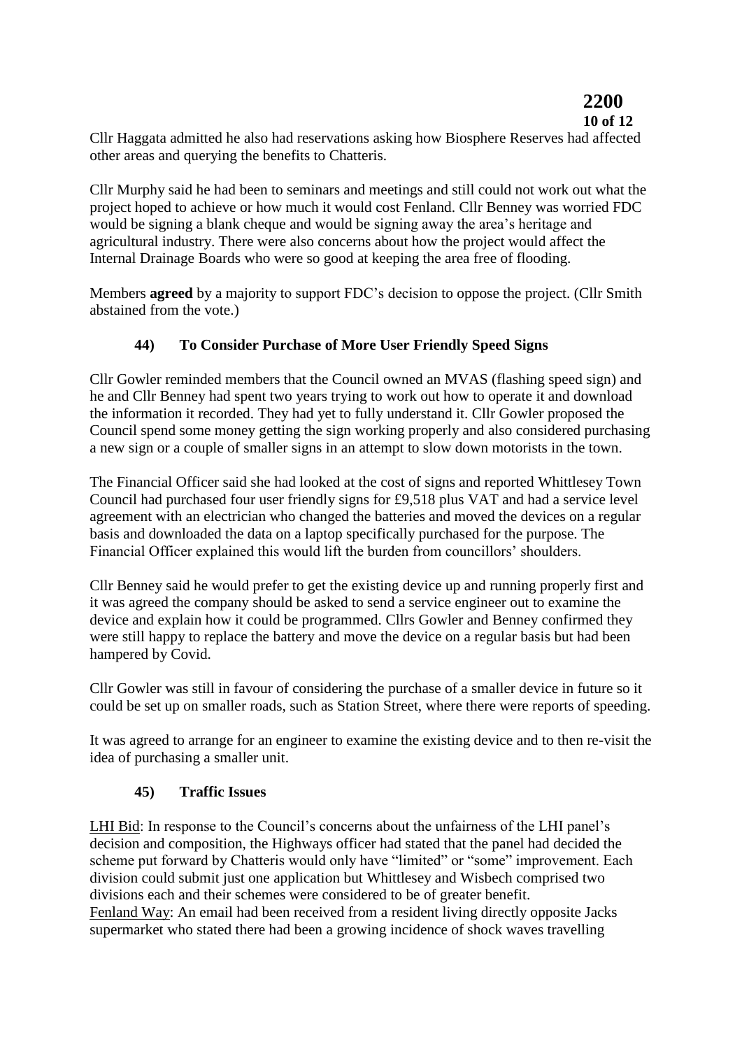Cllr Haggata admitted he also had reservations asking how Biosphere Reserves had affected other areas and querying the benefits to Chatteris.

Cllr Murphy said he had been to seminars and meetings and still could not work out what the project hoped to achieve or how much it would cost Fenland. Cllr Benney was worried FDC would be signing a blank cheque and would be signing away the area's heritage and agricultural industry. There were also concerns about how the project would affect the Internal Drainage Boards who were so good at keeping the area free of flooding.

Members **agreed** by a majority to support FDC's decision to oppose the project. (Cllr Smith abstained from the vote.)

### 44) To Consider Purchase of More User Friendly Speed Signs

Cllr Gowler reminded members that the Council owned an MVAS (flashing speed sign) and he and Cllr Benney had spent two years trying to work out how to operate it and download the information it recorded. They had yet to fully understand it. Cllr Gowler proposed the Council spend some money getting the sign working properly and also considered purchasing a new sign or a couple of smaller signs in an attempt to slow down motorists in the town.

The Financial Officer said she had looked at the cost of signs and reported Whittlesey Town Council had purchased four user friendly signs for £9,518 plus VAT and had a service level agreement with an electrician who changed the batteries and moved the devices on a regular basis and downloaded the data on a laptop specifically purchased for the purpose. The Financial Officer explained this would lift the burden from councillors' shoulders.

Cllr Benney said he would prefer to get the existing device up and running properly first and it was agreed the company should be asked to send a service engineer out to examine the device and explain how it could be programmed. Cllrs Gowler and Benney confirmed they were still happy to replace the battery and move the device on a regular basis but had been hampered by Covid.

Cllr Gowler was still in favour of considering the purchase of a smaller device in future so it could be set up on smaller roads, such as Station Street, where there were reports of speeding.

It was agreed to arrange for an engineer to examine the existing device and to then re-visit the idea of purchasing a smaller unit.

### 45) Traffic Issues

<u>LHI Bid</u>: In response to the Council's concerns about the unfairness of the LHI panel's decision and composition, the Highways officer had stated that the panel had decided the scheme put forward by Chatteris would only have "limited" or "some" improvement. Each division could submit just one application but Whittlesey and Wisbech comprised two divisions each and their schemes were considered to be of greater benefit.
<u>Fenland Way</u>: An email had been received from a resident living directly opposite Jacks supermarket who stated there had been a growing incidence of shock waves travelling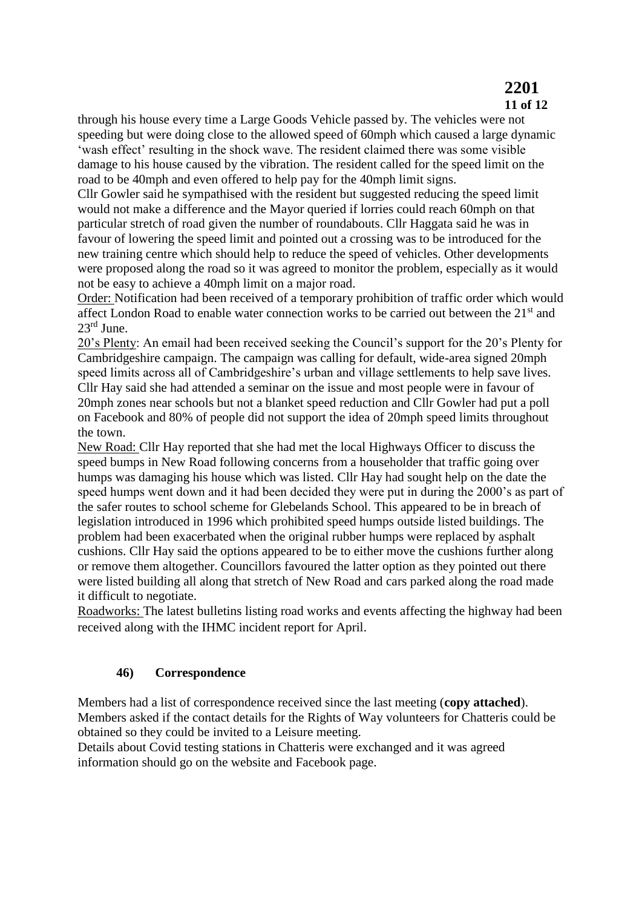through his house every time a Large Goods Vehicle passed by. The vehicles were not speeding but were doing close to the allowed speed of 60mph which caused a large dynamic 'wash effect' resulting in the shock wave. The resident claimed there was some visible damage to his house caused by the vibration. The resident called for the speed limit on the road to be 40mph and even offered to help pay for the 40mph limit signs.

Cllr Gowler said he sympathised with the resident but suggested reducing the speed limit would not make a difference and the Mayor queried if lorries could reach 60mph on that particular stretch of road given the number of roundabouts. Cllr Haggata said he was in favour of lowering the speed limit and pointed out a crossing was to be introduced for the new training centre which should help to reduce the speed of vehicles. Other developments were proposed along the road so it was agreed to monitor the problem, especially as it would not be easy to achieve a 40mph limit on a major road.

Order: Notification had been received of a temporary prohibition of traffic order which would affect London Road to enable water connection works to be carried out between the 21st and 23rd June.

20's Plenty: An email had been received seeking the Council's support for the 20's Plenty for Cambridgeshire campaign. The campaign was calling for default, wide-area signed 20mph speed limits across all of Cambridgeshire's urban and village settlements to help save lives. Cllr Hay said she had attended a seminar on the issue and most people were in favour of 20mph zones near schools but not a blanket speed reduction and Cllr Gowler had put a poll on Facebook and 80% of people did not support the idea of 20mph speed limits throughout the town.

New Road: Cllr Hay reported that she had met the local Highways Officer to discuss the speed bumps in New Road following concerns from a householder that traffic going over humps was damaging his house which was listed. Cllr Hay had sought help on the date the speed humps went down and it had been decided they were put in during the 2000's as part of the safer routes to school scheme for Glebelands School. This appeared to be in breach of legislation introduced in 1996 which prohibited speed humps outside listed buildings. The problem had been exacerbated when the original rubber humps were replaced by asphalt cushions. Cllr Hay said the options appeared to be to either move the cushions further along or remove them altogether. Councillors favoured the latter option as they pointed out there were listed building all along that stretch of New Road and cars parked along the road made it difficult to negotiate.

Roadworks: The latest bulletins listing road works and events affecting the highway had been received along with the IHMC incident report for April.

## 46) Correspondence

Members had a list of correspondence received since the last meeting (**copy attached**). Members asked if the contact details for the Rights of Way volunteers for Chatteris could be obtained so they could be invited to a Leisure meeting.

Details about Covid testing stations in Chatteris were exchanged and it was agreed information should go on the website and Facebook page.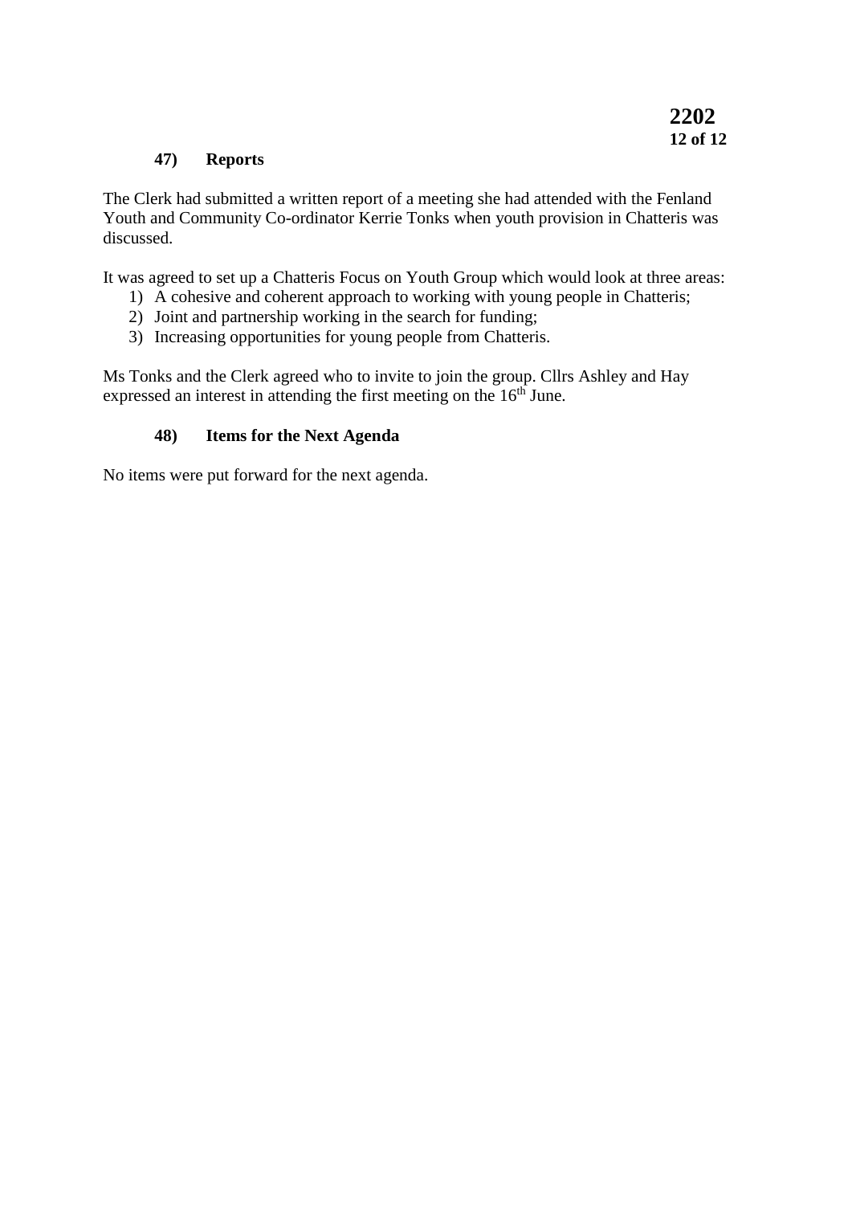#### 47) Reports

The Clerk had submitted a written report of a meeting she had attended with the Fenland Youth and Community Co-ordinator Kerrie Tonks when youth provision in Chatteris was discussed.

It was agreed to set up a Chatteris Focus on Youth Group which would look at three areas:

1) A cohesive and coherent approach to working with young people in Chatteris;
2) Joint and partnership working in the search for funding;
3) Increasing opportunities for young people from Chatteris.

Ms Tonks and the Clerk agreed who to invite to join the group. Cllrs Ashley and Hay expressed an interest in attending the first meeting on the 16th June.

#### 48) Items for the Next Agenda

No items were put forward for the next agenda.